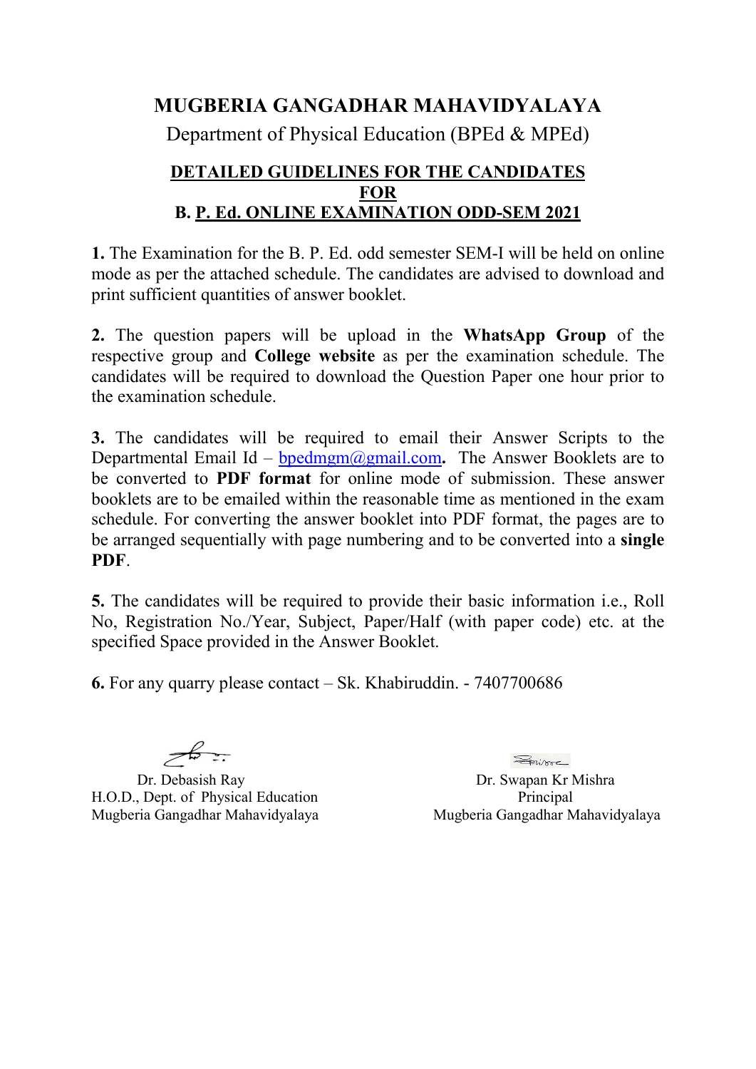# MUGBERIA GANGADHAR MAHAVIDYALAYA

Department of Physical Education (BPEd & MPEd)

## DETAILED GUIDELINES FOR THE CANDIDATES FOR B. P. Ed. ONLINE EXAMINATION ODD-SEM 2021

**1.** The Examination for the B. P. Ed. odd semester SEM-I will be held on online mode as per the attached schedule. The candidates are advised to download and print sufficient quantities of answer booklet.

**2.** The question papers will be upload in the **WhatsApp Group** of the respective group and **College website** as per the examination schedule. The candidates will be required to download the Question Paper one hour prior to the examination schedule.

**3.** The candidates will be required to email their Answer Scripts to the Departmental Email Id – bpedmgm@gmail.com**.** The Answer Booklets are to be converted to **PDF format** for online mode of submission. These answer booklets are to be emailed within the reasonable time as mentioned in the exam schedule. For converting the answer booklet into PDF format, the pages are to be arranged sequentially with page numbering and to be converted into a **single PDF**.

**5.** The candidates will be required to provide their basic information i.e., Roll No, Registration No./Year, Subject, Paper/Half (with paper code) etc. at the specified Space provided in the Answer Booklet.

**6.** For any quarry please contact – Sk. Khabiruddin. - 7407700686

Dr. Debasish Ray
H.O.D., Dept. of Physical Education
Mugberia Gangadhar Mahavidyalaya

Dr. Swapan Kr Mishra
Principal
Mugberia Gangadhar Mahavidyalaya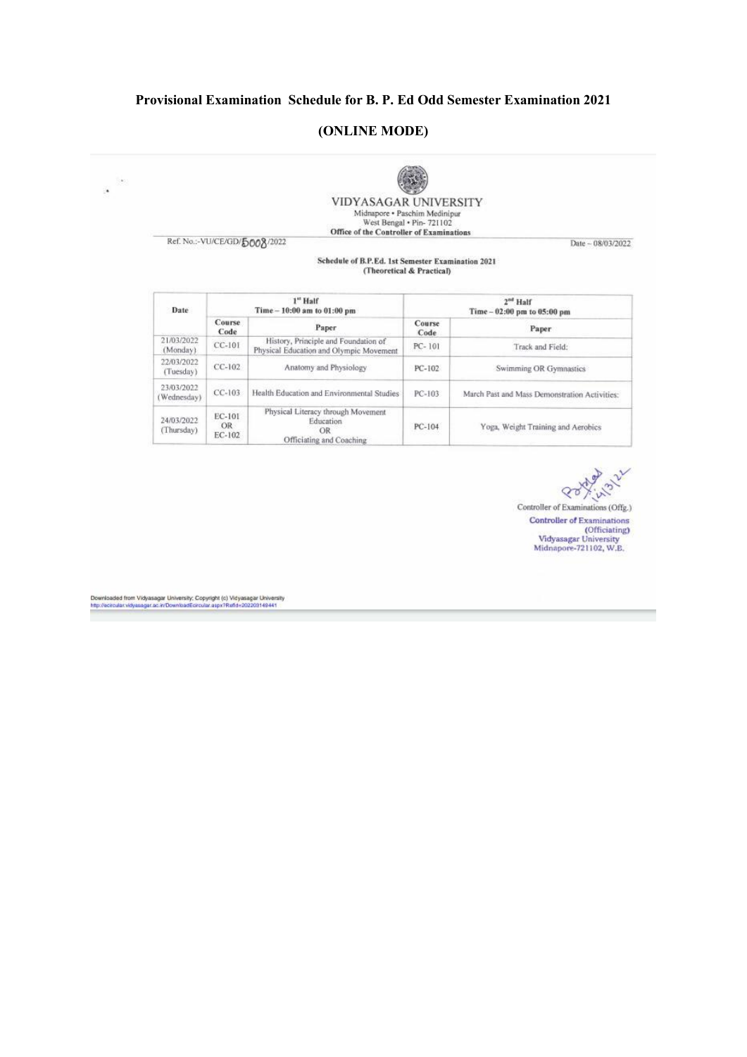**Provisional Examination Schedule for B. P. Ed Odd Semester Examination 2021**

**(ONLINE MODE)**

VIDYASAGAR UNIVERSITY

Midnapore • Paschim Medinipur

West Bengal • Pin- 721102

**Office of the Controller of Examinations**

Ref. No.:-VU/CE/GD/5008/2022

Date – 08/03/2022

**Schedule of B.P.Ed. 1st Semester Examination 2021**
**(Theoretical & Practical)**

| Date | 1st Half Time – 10:00 am to 01:00 pm | | 2nd Half Time – 02:00 pm to 05:00 pm | |
|---|---|---|---|---|
| | Course Code | Paper | Course Code | Paper |
| 21/03/2022 (Monday) | CC-101 | History, Principle and Foundation of Physical Education and Olympic Movement | PC- 101 | Track and Field: |
| 22/03/2022 (Tuesday) | CC-102 | Anatomy and Physiology | PC-102 | Swimming OR Gymnastics |
| 23/03/2022 (Wednesday) | CC-103 | Health Education and Environmental Studies | PC-103 | March Past and Mass Demonstration Activities: |
| 24/03/2022 (Thursday) | EC-101 OR EC-102 | Physical Literacy through Movement Education OR Officiating and Coaching | PC-104 | Yoga, Weight Training and Aerobics |

Controller of Examinations (Offg.)

Controller of Examinations
(Officiating)
Vidyasagar University
Midnapore-721102, W.B.

Downloaded from Vidyasagar University; Copyright (c) Vidyasagar University
http://ecircular.vidyasagar.ac.in/DownloadEcircular.aspx?Refid=202203148441